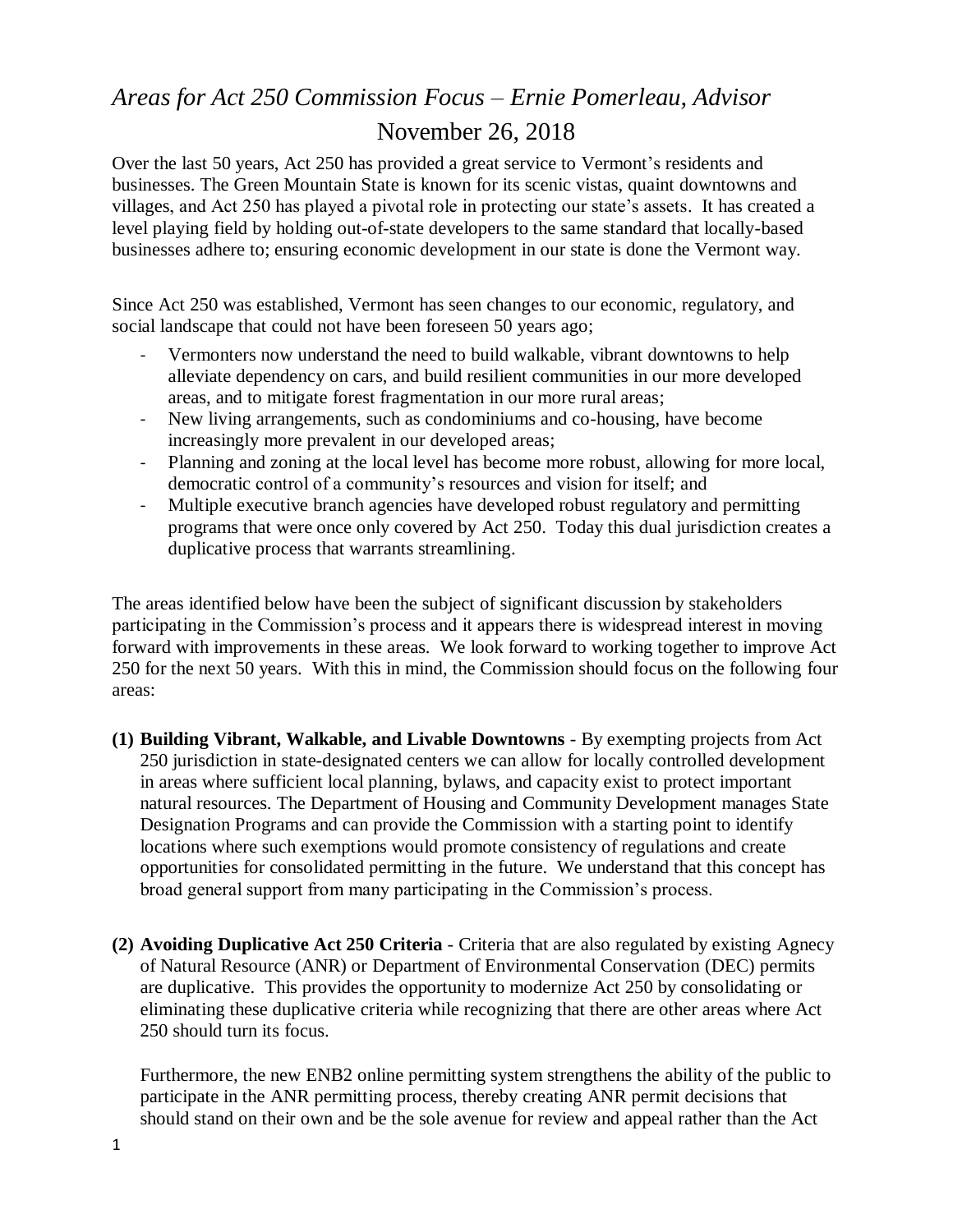# *Areas for Act 250 Commission Focus – Ernie Pomerleau, Advisor*

November 26, 2018

Over the last 50 years, Act 250 has provided a great service to Vermont's residents and businesses. The Green Mountain State is known for its scenic vistas, quaint downtowns and villages, and Act 250 has played a pivotal role in protecting our state's assets. It has created a level playing field by holding out-of-state developers to the same standard that locally-based businesses adhere to; ensuring economic development in our state is done the Vermont way.

Since Act 250 was established, Vermont has seen changes to our economic, regulatory, and social landscape that could not have been foreseen 50 years ago;

- Vermonters now understand the need to build walkable, vibrant downtowns to help alleviate dependency on cars, and build resilient communities in our more developed areas, and to mitigate forest fragmentation in our more rural areas;
- New living arrangements, such as condominiums and co-housing, have become increasingly more prevalent in our developed areas;
- Planning and zoning at the local level has become more robust, allowing for more local, democratic control of a community's resources and vision for itself; and
- Multiple executive branch agencies have developed robust regulatory and permitting programs that were once only covered by Act 250. Today this dual jurisdiction creates a duplicative process that warrants streamlining.

The areas identified below have been the subject of significant discussion by stakeholders participating in the Commission's process and it appears there is widespread interest in moving forward with improvements in these areas. We look forward to working together to improve Act 250 for the next 50 years. With this in mind, the Commission should focus on the following four areas:

**(1) Building Vibrant, Walkable, and Livable Downtowns** - By exempting projects from Act 250 jurisdiction in state-designated centers we can allow for locally controlled development in areas where sufficient local planning, bylaws, and capacity exist to protect important natural resources. The Department of Housing and Community Development manages State Designation Programs and can provide the Commission with a starting point to identify locations where such exemptions would promote consistency of regulations and create opportunities for consolidated permitting in the future. We understand that this concept has broad general support from many participating in the Commission's process.

**(2) Avoiding Duplicative Act 250 Criteria** - Criteria that are also regulated by existing Agnecy of Natural Resource (ANR) or Department of Environmental Conservation (DEC) permits are duplicative. This provides the opportunity to modernize Act 250 by consolidating or eliminating these duplicative criteria while recognizing that there are other areas where Act 250 should turn its focus.

Furthermore, the new ENB2 online permitting system strengthens the ability of the public to participate in the ANR permitting process, thereby creating ANR permit decisions that should stand on their own and be the sole avenue for review and appeal rather than the Act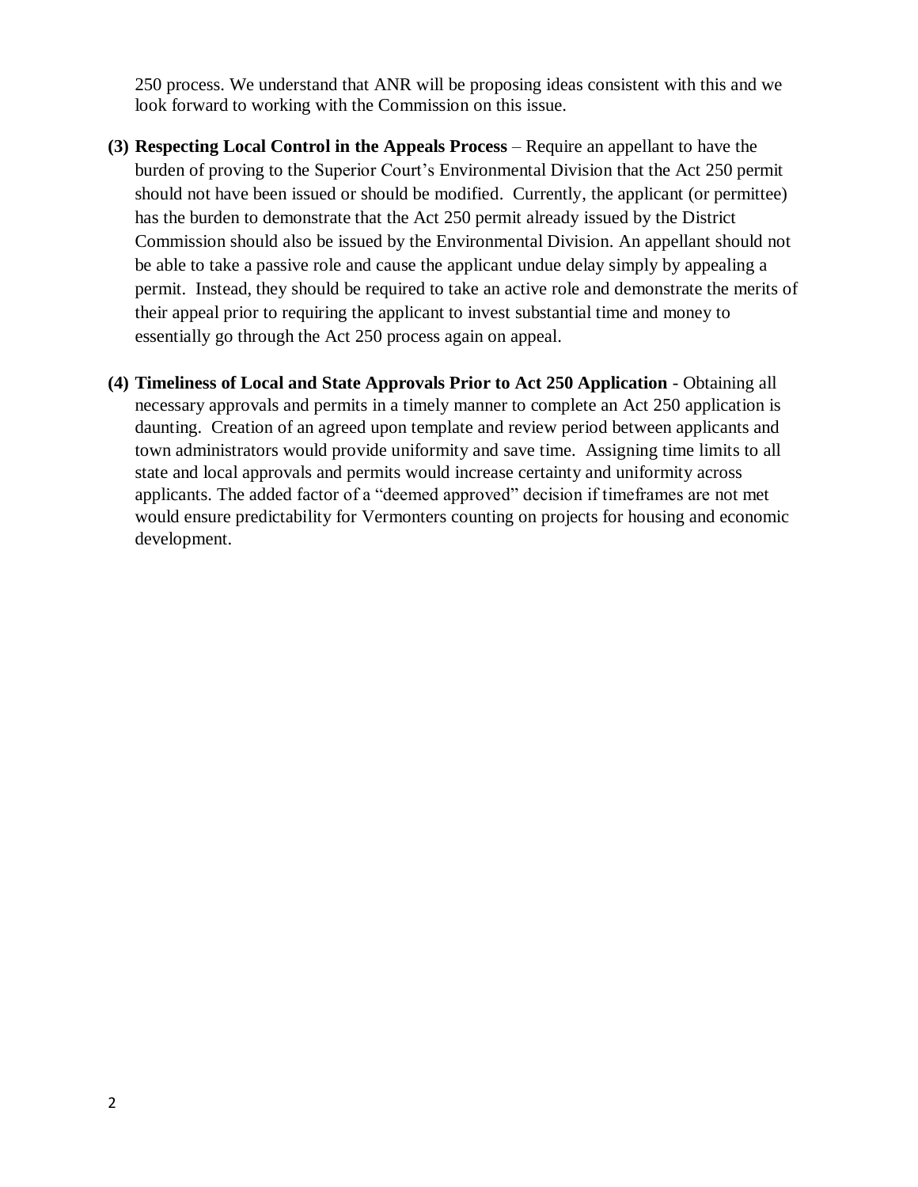250 process. We understand that ANR will be proposing ideas consistent with this and we look forward to working with the Commission on this issue.

**(3) Respecting Local Control in the Appeals Process** – Require an appellant to have the burden of proving to the Superior Court's Environmental Division that the Act 250 permit should not have been issued or should be modified. Currently, the applicant (or permittee) has the burden to demonstrate that the Act 250 permit already issued by the District Commission should also be issued by the Environmental Division. An appellant should not be able to take a passive role and cause the applicant undue delay simply by appealing a permit. Instead, they should be required to take an active role and demonstrate the merits of their appeal prior to requiring the applicant to invest substantial time and money to essentially go through the Act 250 process again on appeal.

**(4) Timeliness of Local and State Approvals Prior to Act 250 Application** - Obtaining all necessary approvals and permits in a timely manner to complete an Act 250 application is daunting. Creation of an agreed upon template and review period between applicants and town administrators would provide uniformity and save time. Assigning time limits to all state and local approvals and permits would increase certainty and uniformity across applicants. The added factor of a "deemed approved" decision if timeframes are not met would ensure predictability for Vermonters counting on projects for housing and economic development.